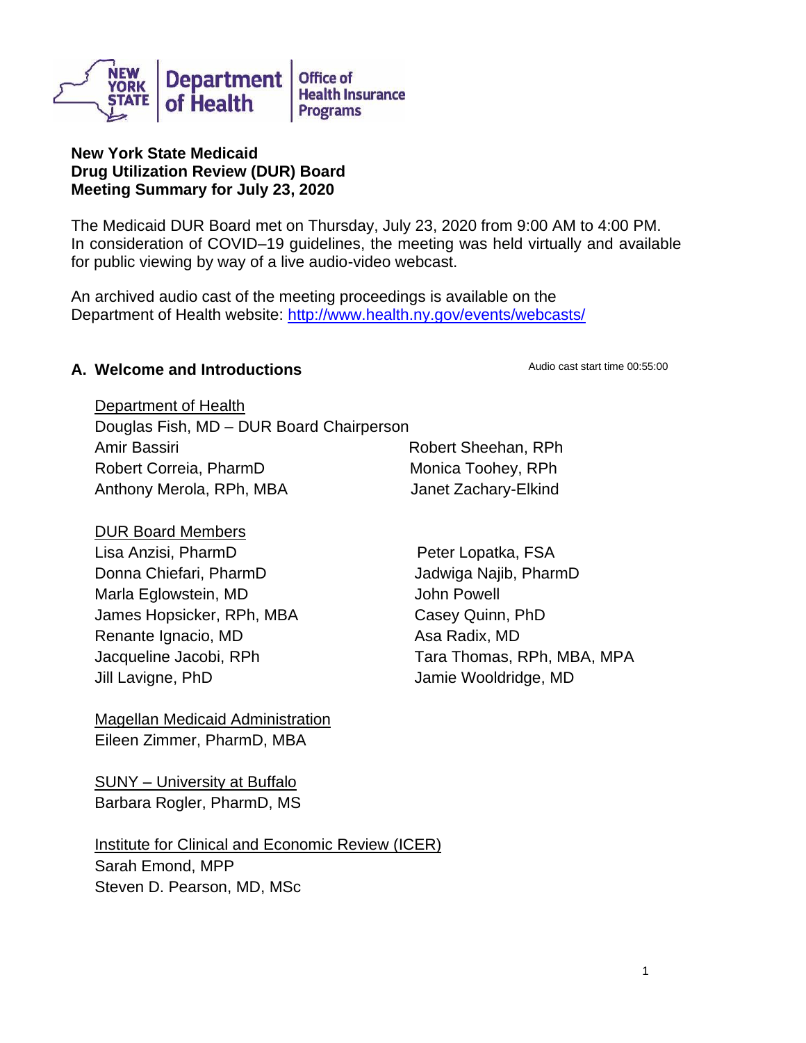New York State Department of Health | Office of Health Insurance Programs

**New York State Medicaid**
**Drug Utilization Review (DUR) Board**
**Meeting Summary for July 23, 2020**

The Medicaid DUR Board met on Thursday, July 23, 2020 from 9:00 AM to 4:00 PM. In consideration of COVID–19 guidelines, the meeting was held virtually and available for public viewing by way of a live audio-video webcast.

An archived audio cast of the meeting proceedings is available on the Department of Health website: http://www.health.ny.gov/events/webcasts/

## A. Welcome and Introductions

Audio cast start time 00:55:00

Department of Health

Douglas Fish, MD – DUR Board Chairperson
Amir Bassiri
Robert Correia, PharmD
Anthony Merola, RPh, MBA
Robert Sheehan, RPh
Monica Toohey, RPh
Janet Zachary-Elkind

DUR Board Members

Lisa Anzisi, PharmD
Donna Chiefari, PharmD
Marla Eglowstein, MD
James Hopsicker, RPh, MBA
Renante Ignacio, MD
Jacqueline Jacobi, RPh
Jill Lavigne, PhD
Peter Lopatka, FSA
Jadwiga Najib, PharmD
John Powell
Casey Quinn, PhD
Asa Radix, MD
Tara Thomas, RPh, MBA, MPA
Jamie Wooldridge, MD

Magellan Medicaid Administration

Eileen Zimmer, PharmD, MBA

SUNY – University at Buffalo

Barbara Rogler, PharmD, MS

Institute for Clinical and Economic Review (ICER)

Sarah Emond, MPP
Steven D. Pearson, MD, MSc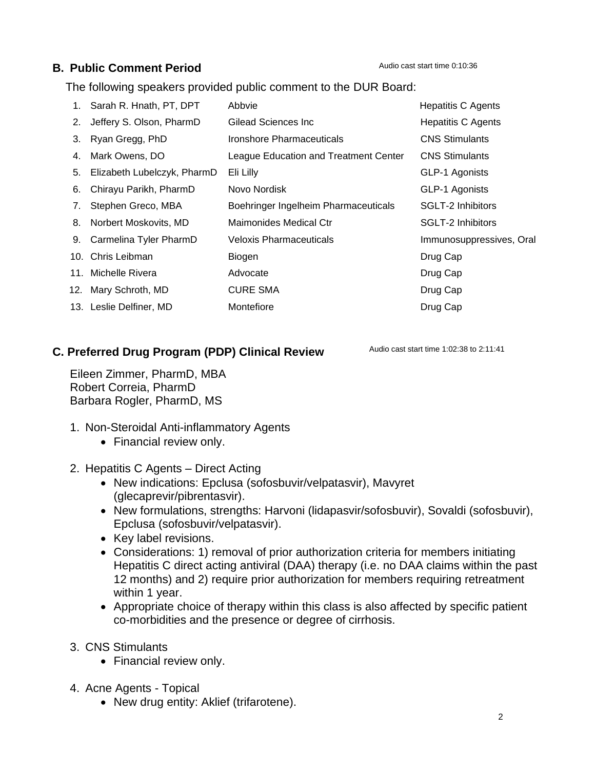## B. Public Comment Period

Audio cast start time 0:10:36

The following speakers provided public comment to the DUR Board:

| | Speaker | Organization | Topic |
|---|---|---|---|
| 1. | Sarah R. Hnath, PT, DPT | Abbvie | Hepatitis C Agents |
| 2. | Jeffery S. Olson, PharmD | Gilead Sciences Inc | Hepatitis C Agents |
| 3. | Ryan Gregg, PhD | Ironshore Pharmaceuticals | CNS Stimulants |
| 4. | Mark Owens, DO | League Education and Treatment Center | CNS Stimulants |
| 5. | Elizabeth Lubelczyk, PharmD | Eli Lilly | GLP-1 Agonists |
| 6. | Chirayu Parikh, PharmD | Novo Nordisk | GLP-1 Agonists |
| 7. | Stephen Greco, MBA | Boehringer Ingelheim Pharmaceuticals | SGLT-2 Inhibitors |
| 8. | Norbert Moskovits, MD | Maimonides Medical Ctr | SGLT-2 Inhibitors |
| 9. | Carmelina Tyler PharmD | Veloxis Pharmaceuticals | Immunosuppressives, Oral |
| 10. | Chris Leibman | Biogen | Drug Cap |
| 11. | Michelle Rivera | Advocate | Drug Cap |
| 12. | Mary Schroth, MD | CURE SMA | Drug Cap |
| 13. | Leslie Delfiner, MD | Montefiore | Drug Cap |

## C. Preferred Drug Program (PDP) Clinical Review

Audio cast start time 1:02:38 to 2:11:41

Eileen Zimmer, PharmD, MBA
Robert Correia, PharmD
Barbara Rogler, PharmD, MS

1. Non-Steroidal Anti-inflammatory Agents
   - Financial review only.

2. Hepatitis C Agents – Direct Acting
   - New indications: Epclusa (sofosbuvir/velpatasvir), Mavyret (glecaprevir/pibrentasvir).
   - New formulations, strengths: Harvoni (lidapasvir/sofosbuvir), Sovaldi (sofosbuvir), Epclusa (sofosbuvir/velpatasvir).
   - Key label revisions.
   - Considerations: 1) removal of prior authorization criteria for members initiating Hepatitis C direct acting antiviral (DAA) therapy (i.e. no DAA claims within the past 12 months) and 2) require prior authorization for members requiring retreatment within 1 year.
   - Appropriate choice of therapy within this class is also affected by specific patient co-morbidities and the presence or degree of cirrhosis.

3. CNS Stimulants
   - Financial review only.

4. Acne Agents - Topical
   - New drug entity: Aklief (trifarotene).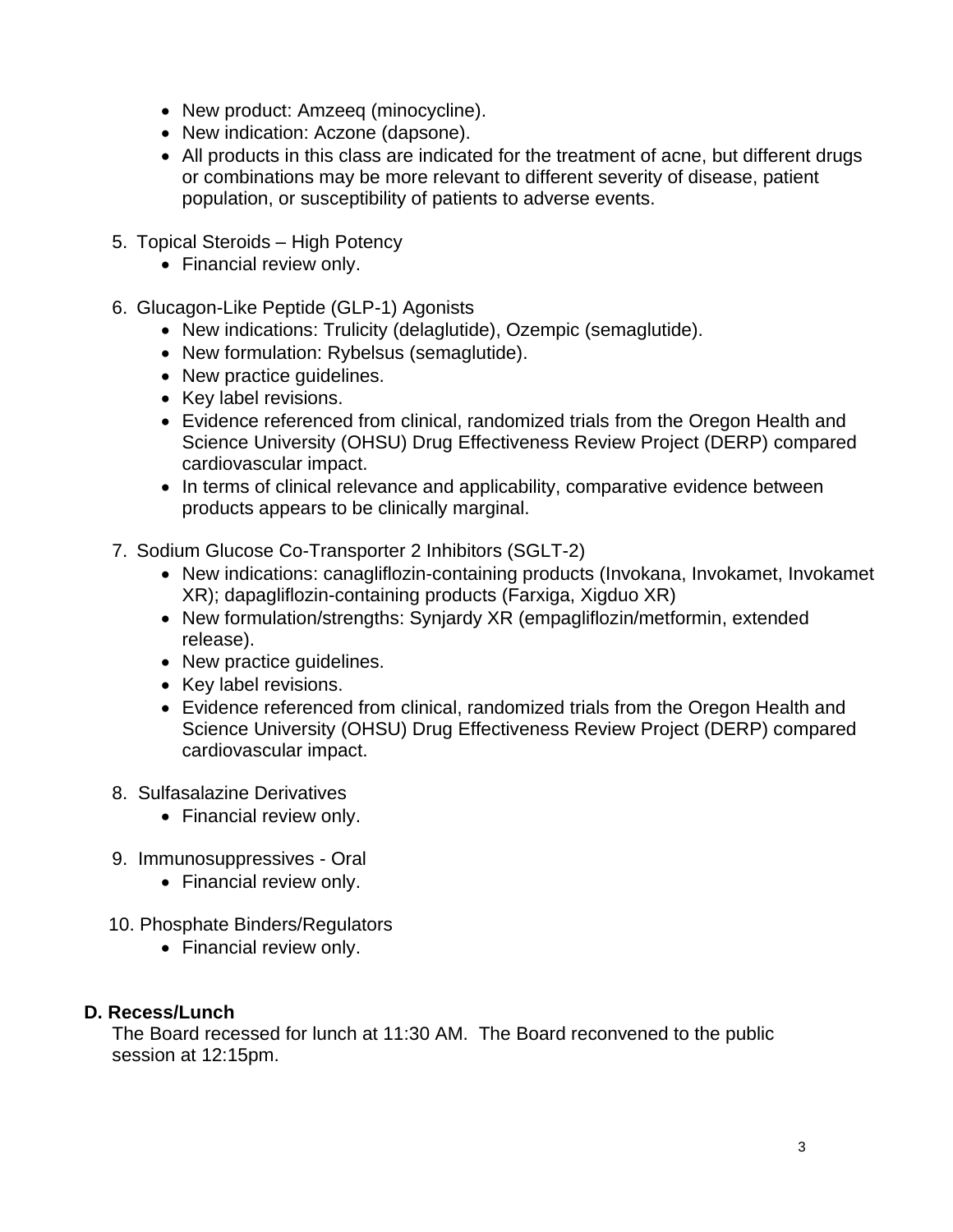- New product: Amzeeq (minocycline).
- New indication: Aczone (dapsone).
- All products in this class are indicated for the treatment of acne, but different drugs or combinations may be more relevant to different severity of disease, patient population, or susceptibility of patients to adverse events.

5. Topical Steroids – High Potency
    - Financial review only.

6. Glucagon-Like Peptide (GLP-1) Agonists
    - New indications: Trulicity (delaglutide), Ozempic (semaglutide).
    - New formulation: Rybelsus (semaglutide).
    - New practice guidelines.
    - Key label revisions.
    - Evidence referenced from clinical, randomized trials from the Oregon Health and Science University (OHSU) Drug Effectiveness Review Project (DERP) compared cardiovascular impact.
    - In terms of clinical relevance and applicability, comparative evidence between products appears to be clinically marginal.

7. Sodium Glucose Co-Transporter 2 Inhibitors (SGLT-2)
    - New indications: canagliflozin-containing products (Invokana, Invokamet, Invokamet XR); dapagliflozin-containing products (Farxiga, Xigduo XR)
    - New formulation/strengths: Synjardy XR (empagliflozin/metformin, extended release).
    - New practice guidelines.
    - Key label revisions.
    - Evidence referenced from clinical, randomized trials from the Oregon Health and Science University (OHSU) Drug Effectiveness Review Project (DERP) compared cardiovascular impact.

8. Sulfasalazine Derivatives
    - Financial review only.

9. Immunosuppressives - Oral
    - Financial review only.

10. Phosphate Binders/Regulators
    - Financial review only.

**D. Recess/Lunch**

The Board recessed for lunch at 11:30 AM. The Board reconvened to the public session at 12:15pm.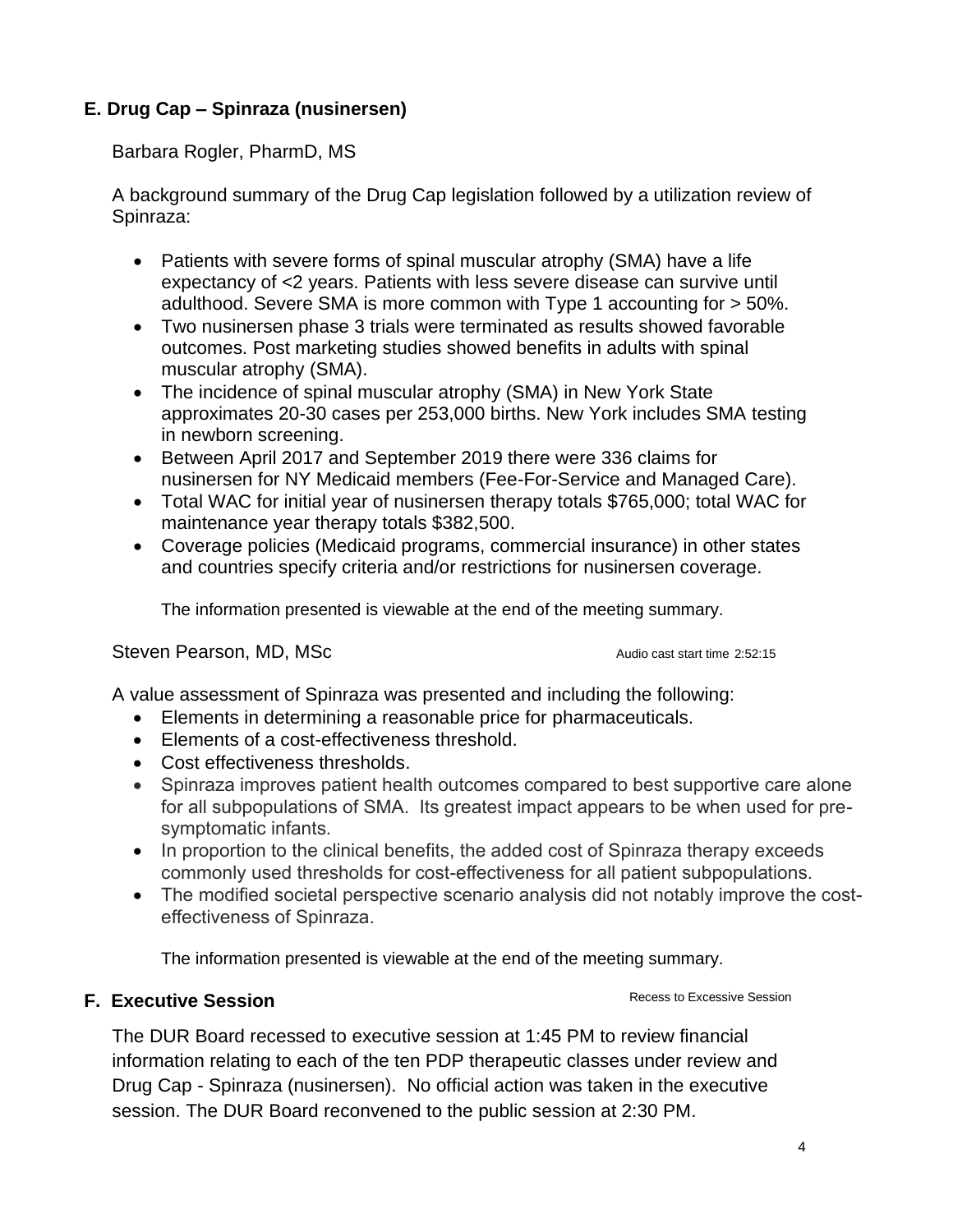### E. Drug Cap – Spinraza (nusinersen)

Barbara Rogler, PharmD, MS

A background summary of the Drug Cap legislation followed by a utilization review of Spinraza:

- Patients with severe forms of spinal muscular atrophy (SMA) have a life expectancy of <2 years. Patients with less severe disease can survive until adulthood. Severe SMA is more common with Type 1 accounting for > 50%.
- Two nusinersen phase 3 trials were terminated as results showed favorable outcomes. Post marketing studies showed benefits in adults with spinal muscular atrophy (SMA).
- The incidence of spinal muscular atrophy (SMA) in New York State approximates 20-30 cases per 253,000 births. New York includes SMA testing in newborn screening.
- Between April 2017 and September 2019 there were 336 claims for nusinersen for NY Medicaid members (Fee-For-Service and Managed Care).
- Total WAC for initial year of nusinersen therapy totals $765,000; total WAC for maintenance year therapy totals $382,500.
- Coverage policies (Medicaid programs, commercial insurance) in other states and countries specify criteria and/or restrictions for nusinersen coverage.

The information presented is viewable at the end of the meeting summary.

Steven Pearson, MD, MSc

Audio cast start time 2:52:15

A value assessment of Spinraza was presented and including the following:

- Elements in determining a reasonable price for pharmaceuticals.
- Elements of a cost-effectiveness threshold.
- Cost effectiveness thresholds.
- Spinraza improves patient health outcomes compared to best supportive care alone for all subpopulations of SMA. Its greatest impact appears to be when used for pre-symptomatic infants.
- In proportion to the clinical benefits, the added cost of Spinraza therapy exceeds commonly used thresholds for cost-effectiveness for all patient subpopulations.
- The modified societal perspective scenario analysis did not notably improve the cost-effectiveness of Spinraza.

The information presented is viewable at the end of the meeting summary.

### F. Executive Session

Recess to Excessive Session

The DUR Board recessed to executive session at 1:45 PM to review financial information relating to each of the ten PDP therapeutic classes under review and Drug Cap - Spinraza (nusinersen). No official action was taken in the executive session. The DUR Board reconvened to the public session at 2:30 PM.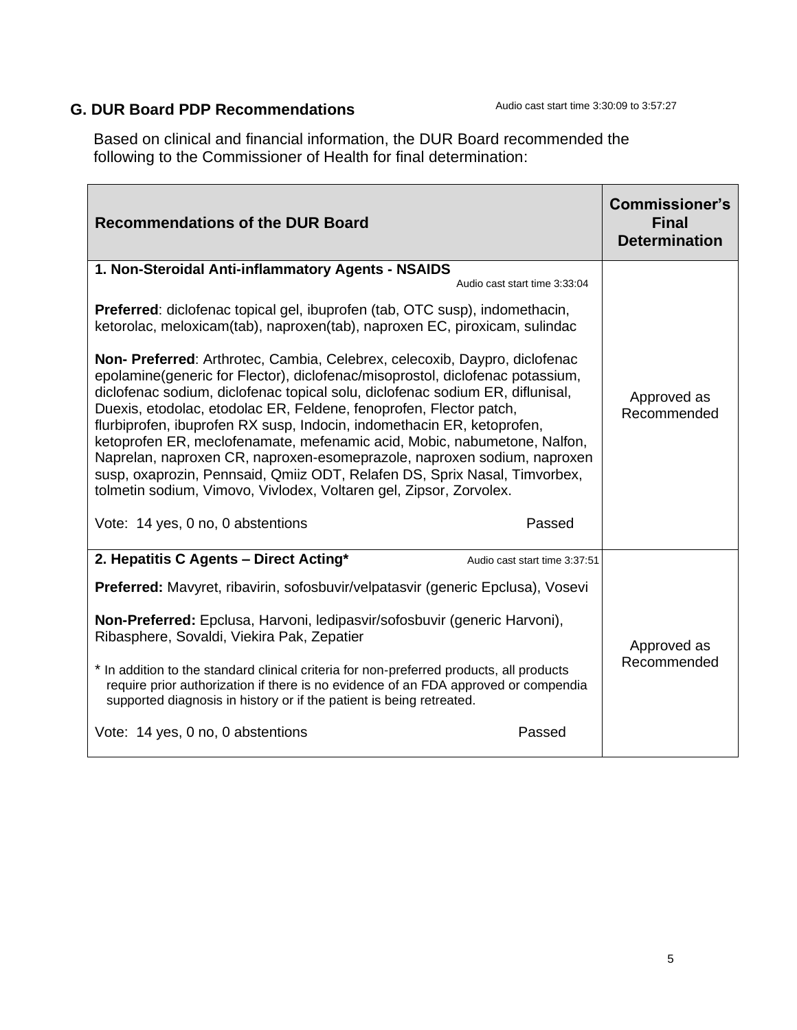## G. DUR Board PDP Recommendations

Audio cast start time 3:30:09 to 3:57:27

Based on clinical and financial information, the DUR Board recommended the following to the Commissioner of Health for final determination:

| Recommendations of the DUR Board | Commissioner's Final Determination |
|---|---|
| **1. Non-Steroidal Anti-inflammatory Agents - NSAIDS** Audio cast start time 3:33:04<br><br>**Preferred**: diclofenac topical gel, ibuprofen (tab, OTC susp), indomethacin, ketorolac, meloxicam(tab), naproxen(tab), naproxen EC, piroxicam, sulindac<br><br>**Non- Preferred**: Arthrotec, Cambia, Celebrex, celecoxib, Daypro, diclofenac epolamine(generic for Flector), diclofenac/misoprostol, diclofenac potassium, diclofenac sodium, diclofenac topical solu, diclofenac sodium ER, diflunisal, Duexis, etodolac, etodolac ER, Feldene, fenoprofen, Flector patch, flurbiprofen, ibuprofen RX susp, Indocin, indomethacin ER, ketoprofen, ketoprofen ER, meclofenamate, mefenamic acid, Mobic, nabumetone, Nalfon, Naprelan, naproxen CR, naproxen-esomeprazole, naproxen sodium, naproxen susp, oxaprozin, Pennsaid, Qmiiz ODT, Relafen DS, Sprix Nasal, Timvorbex, tolmetin sodium, Vimovo, Vivlodex, Voltaren gel, Zipsor, Zorvolex.<br><br>Vote: 14 yes, 0 no, 0 abstentions Passed | Approved as Recommended |
| **2. Hepatitis C Agents – Direct Acting*** Audio cast start time 3:37:51<br><br>**Preferred:** Mavyret, ribavirin, sofosbuvir/velpatasvir (generic Epclusa), Vosevi<br><br>**Non-Preferred:** Epclusa, Harvoni, ledipasvir/sofosbuvir (generic Harvoni), Ribasphere, Sovaldi, Viekira Pak, Zepatier<br><br>* In addition to the standard clinical criteria for non-preferred products, all products require prior authorization if there is no evidence of an FDA approved or compendia supported diagnosis in history or if the patient is being retreated.<br><br>Vote: 14 yes, 0 no, 0 abstentions Passed | Approved as Recommended |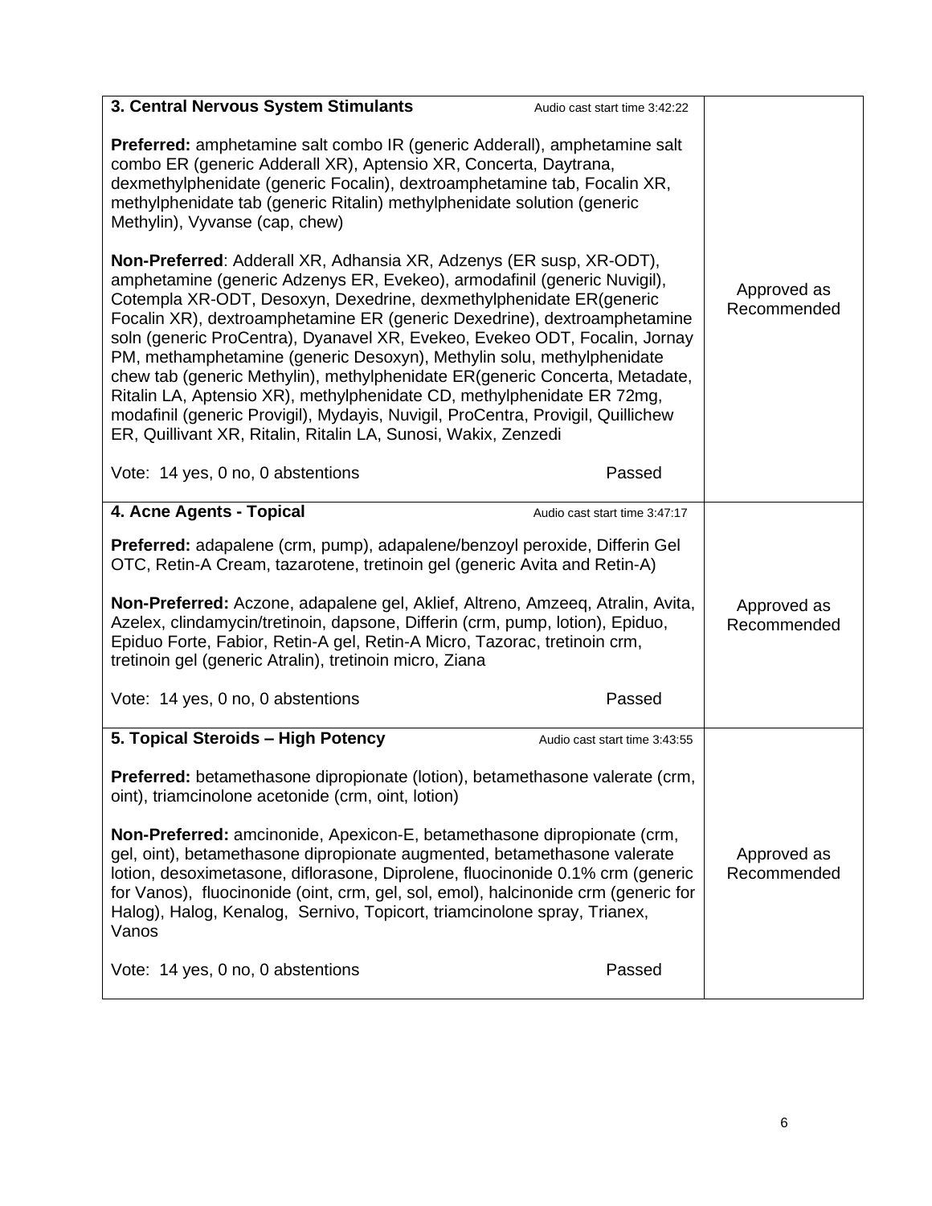| | |
|---|---|
| **3. Central Nervous System Stimulants** Audio cast start time 3:42:22<br><br>**Preferred:** amphetamine salt combo IR (generic Adderall), amphetamine salt combo ER (generic Adderall XR), Aptensio XR, Concerta, Daytrana, dexmethylphenidate (generic Focalin), dextroamphetamine tab, Focalin XR, methylphenidate tab (generic Ritalin) methylphenidate solution (generic Methylin), Vyvanse (cap, chew)<br><br>**Non-Preferred**: Adderall XR, Adhansia XR, Adzenys (ER susp, XR-ODT), amphetamine (generic Adzenys ER, Evekeo), armodafinil (generic Nuvigil), Cotempla XR-ODT, Desoxyn, Dexedrine, dexmethylphenidate ER(generic Focalin XR), dextroamphetamine ER (generic Dexedrine), dextroamphetamine soln (generic ProCentra), Dyanavel XR, Evekeo, Evekeo ODT, Focalin, Jornay PM, methamphetamine (generic Desoxyn), Methylin solu, methylphenidate chew tab (generic Methylin), methylphenidate ER(generic Concerta, Metadate, Ritalin LA, Aptensio XR), methylphenidate CD, methylphenidate ER 72mg, modafinil (generic Provigil), Mydayis, Nuvigil, ProCentra, Provigil, Quillichew ER, Quillivant XR, Ritalin, Ritalin LA, Sunosi, Wakix, Zenzedi<br><br>Vote: 14 yes, 0 no, 0 abstentions Passed | Approved as Recommended |
| **4. Acne Agents - Topical** Audio cast start time 3:47:17<br><br>**Preferred:** adapalene (crm, pump), adapalene/benzoyl peroxide, Differin Gel OTC, Retin-A Cream, tazarotene, tretinoin gel (generic Avita and Retin-A)<br><br>**Non-Preferred:** Aczone, adapalene gel, Aklief, Altreno, Amzeeq, Atralin, Avita, Azelex, clindamycin/tretinoin, dapsone, Differin (crm, pump, lotion), Epiduo, Epiduo Forte, Fabior, Retin-A gel, Retin-A Micro, Tazorac, tretinoin crm, tretinoin gel (generic Atralin), tretinoin micro, Ziana<br><br>Vote: 14 yes, 0 no, 0 abstentions Passed | Approved as Recommended |
| **5. Topical Steroids – High Potency** Audio cast start time 3:43:55<br><br>**Preferred:** betamethasone dipropionate (lotion), betamethasone valerate (crm, oint), triamcinolone acetonide (crm, oint, lotion)<br><br>**Non-Preferred:** amcinonide, Apexicon-E, betamethasone dipropionate (crm, gel, oint), betamethasone dipropionate augmented, betamethasone valerate lotion, desoximetasone, diflorasone, Diprolene, fluocinonide 0.1% crm (generic for Vanos), fluocinonide (oint, crm, gel, sol, emol), halcinonide crm (generic for Halog), Halog, Kenalog, Sernivo, Topicort, triamcinolone spray, Trianex, Vanos<br><br>Vote: 14 yes, 0 no, 0 abstentions Passed | Approved as Recommended |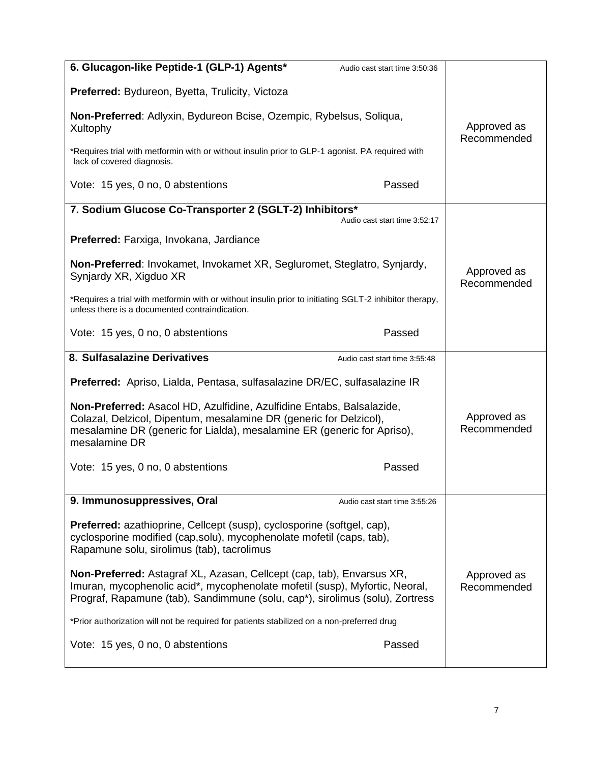| | |
|---|---|
| **6. Glucagon-like Peptide-1 (GLP-1) Agents*** Audio cast start time 3:50:36<br><br>**Preferred:** Bydureon, Byetta, Trulicity, Victoza<br><br>**Non-Preferred**: Adlyxin, Bydureon Bcise, Ozempic, Rybelsus, Soliqua, Xultophy<br><br>*Requires trial with metformin with or without insulin prior to GLP-1 agonist. PA required with lack of covered diagnosis.<br><br>Vote: 15 yes, 0 no, 0 abstentions Passed | Approved as Recommended |
| **7. Sodium Glucose Co-Transporter 2 (SGLT-2) Inhibitors*** Audio cast start time 3:52:17<br><br>**Preferred:** Farxiga, Invokana, Jardiance<br><br>**Non-Preferred**: Invokamet, Invokamet XR, Segluromet, Steglatro, Synjardy, Synjardy XR, Xigduo XR<br><br>*Requires a trial with metformin with or without insulin prior to initiating SGLT-2 inhibitor therapy, unless there is a documented contraindication.<br><br>Vote: 15 yes, 0 no, 0 abstentions Passed | Approved as Recommended |
| **8. Sulfasalazine Derivatives** Audio cast start time 3:55:48<br><br>**Preferred:** Apriso, Lialda, Pentasa, sulfasalazine DR/EC, sulfasalazine IR<br><br>**Non-Preferred:** Asacol HD, Azulfidine, Azulfidine Entabs, Balsalazide, Colazal, Delzicol, Dipentum, mesalamine DR (generic for Delzicol), mesalamine DR (generic for Lialda), mesalamine ER (generic for Apriso), mesalamine DR<br><br>Vote: 15 yes, 0 no, 0 abstentions Passed | Approved as Recommended |
| **9. Immunosuppressives, Oral** Audio cast start time 3:55:26<br><br>**Preferred:** azathioprine, Cellcept (susp), cyclosporine (softgel, cap), cyclosporine modified (cap,solu), mycophenolate mofetil (caps, tab), Rapamune solu, sirolimus (tab), tacrolimus<br><br>**Non-Preferred:** Astagraf XL, Azasan, Cellcept (cap, tab), Envarsus XR, Imuran, mycophenolic acid*, mycophenolate mofetil (susp), Myfortic, Neoral, Prograf, Rapamune (tab), Sandimmune (solu, cap*), sirolimus (solu), Zortress<br><br>*Prior authorization will not be required for patients stabilized on a non-preferred drug<br><br>Vote: 15 yes, 0 no, 0 abstentions Passed | Approved as Recommended |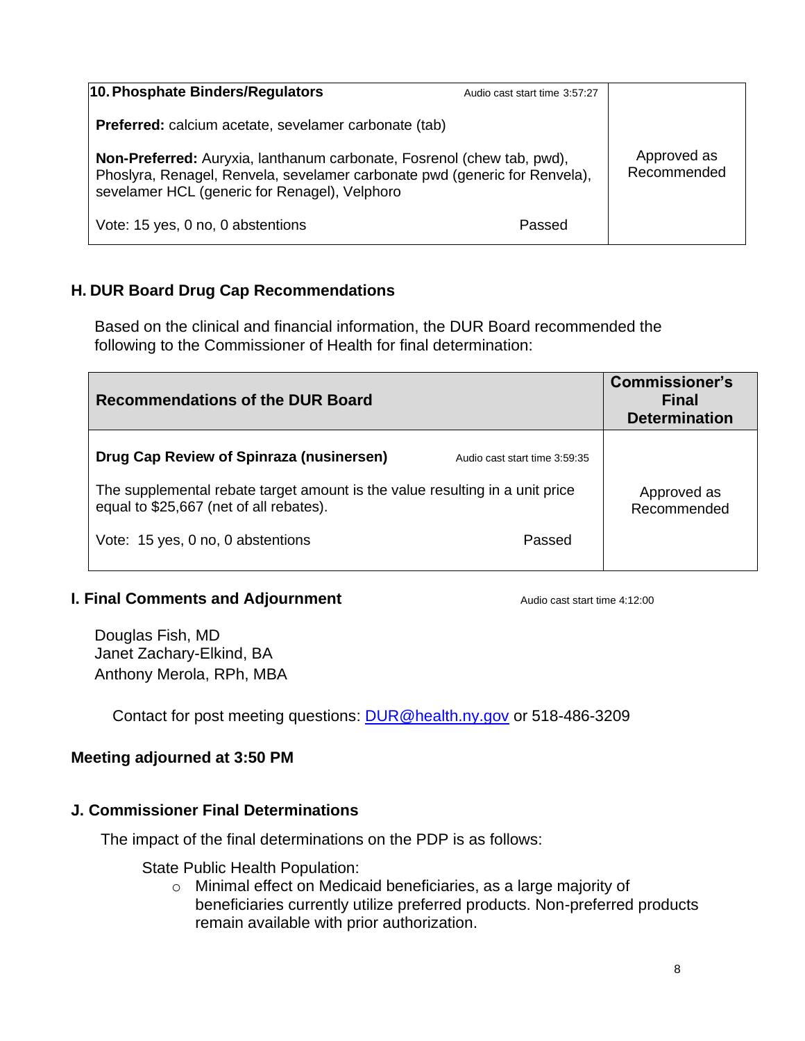| **10. Phosphate Binders/Regulators** Audio cast start time 3:57:27 | |
|---|---|
| **Preferred:** calcium acetate, sevelamer carbonate (tab)<br><br>**Non-Preferred:** Auryxia, lanthanum carbonate, Fosrenol (chew tab, pwd), Phoslyra, Renagel, Renvela, sevelamer carbonate pwd (generic for Renvela), sevelamer HCL (generic for Renagel), Velphoro<br><br>Vote: 15 yes, 0 no, 0 abstentions Passed | Approved as Recommended |

## H. DUR Board Drug Cap Recommendations

Based on the clinical and financial information, the DUR Board recommended the following to the Commissioner of Health for final determination:

| Recommendations of the DUR Board | Commissioner's Final Determination |
|---|---|
| **Drug Cap Review of Spinraza (nusinersen)** Audio cast start time 3:59:35<br><br>The supplemental rebate target amount is the value resulting in a unit price equal to $25,667 (net of all rebates).<br><br>Vote: 15 yes, 0 no, 0 abstentions Passed | Approved as Recommended |

## I. Final Comments and Adjournment

Audio cast start time 4:12:00

Douglas Fish, MD
Janet Zachary-Elkind, BA
Anthony Merola, RPh, MBA

Contact for post meeting questions: [DUR@health.ny.gov](mailto:DUR@health.ny.gov) or 518-486-3209

**Meeting adjourned at 3:50 PM**

## J. Commissioner Final Determinations

The impact of the final determinations on the PDP is as follows:

State Public Health Population:

- Minimal effect on Medicaid beneficiaries, as a large majority of beneficiaries currently utilize preferred products. Non-preferred products remain available with prior authorization.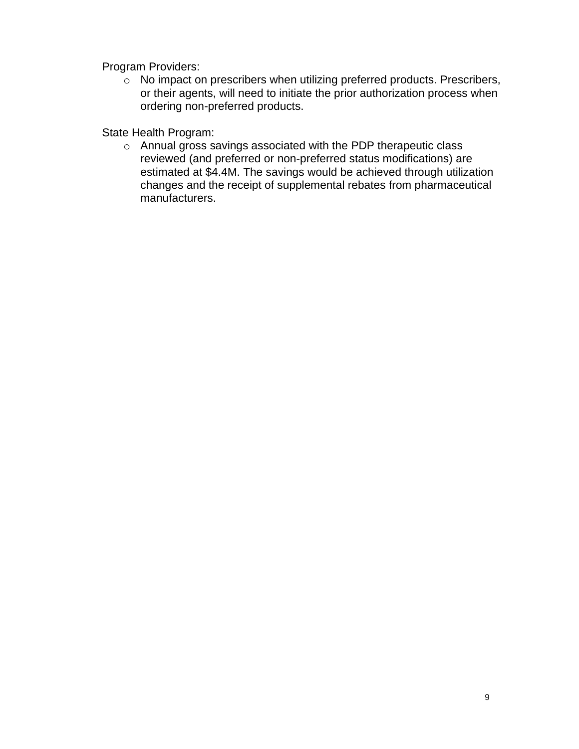Program Providers:

- No impact on prescribers when utilizing preferred products. Prescribers, or their agents, will need to initiate the prior authorization process when ordering non-preferred products.

State Health Program:

- Annual gross savings associated with the PDP therapeutic class reviewed (and preferred or non-preferred status modifications) are estimated at $4.4M. The savings would be achieved through utilization changes and the receipt of supplemental rebates from pharmaceutical manufacturers.